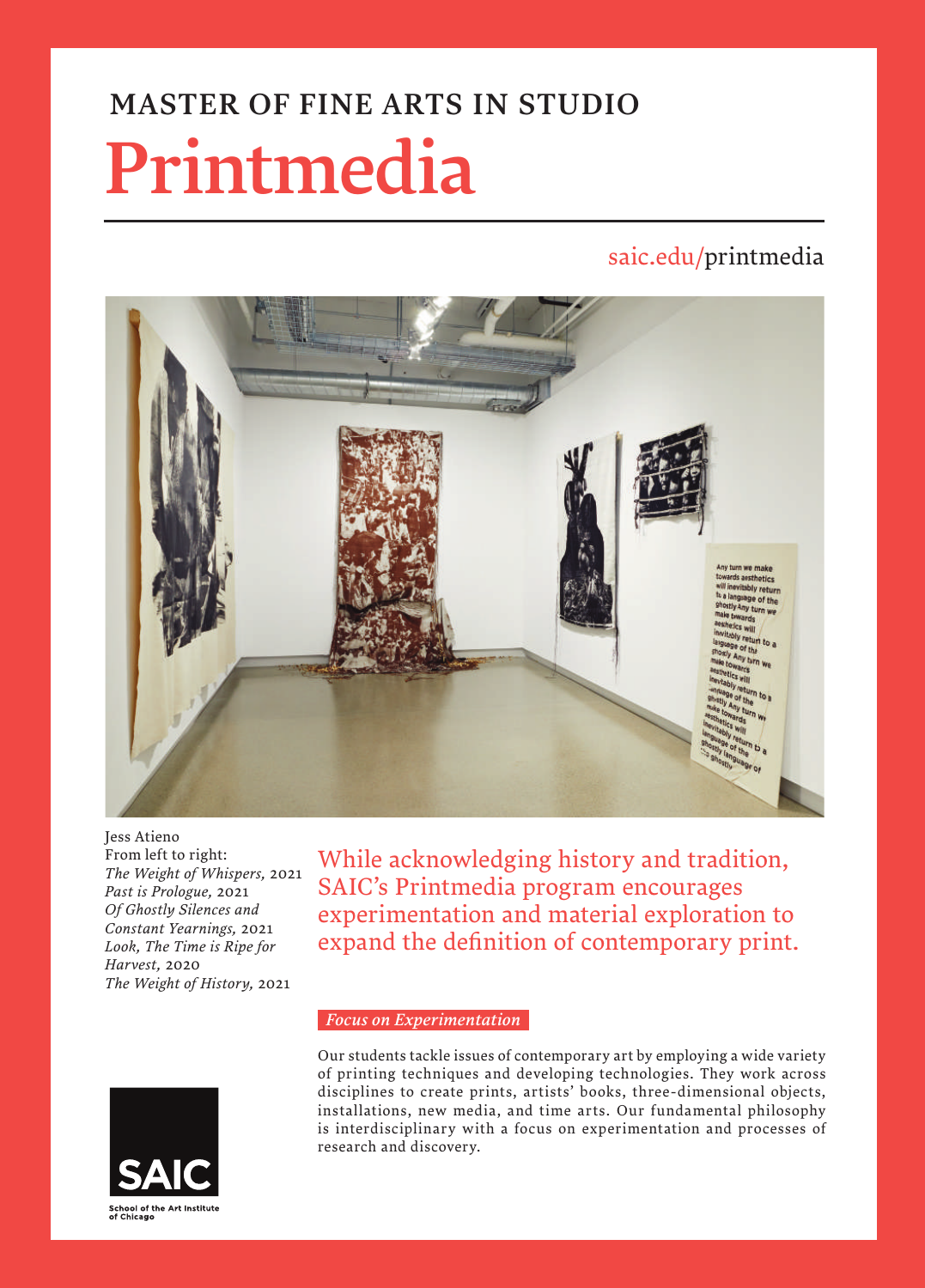## MASTER OF FINE ARTS IN STUDIO

# Printmedia

saic.edu/printmedia

Jess Atieno
From left to right:
*The Weight of Whispers,* 2021
*Past is Prologue,* 2021
*Of Ghostly Silences and Constant Yearnings,* 2021
*Look, The Time is Ripe for Harvest,* 2020
*The Weight of History,* 2021

While acknowledging history and tradition, SAIC's Printmedia program encourages experimentation and material exploration to expand the definition of contemporary print.

### *Focus on Experimentation*

Our students tackle issues of contemporary art by employing a wide variety of printing techniques and developing technologies. They work across disciplines to create prints, artists' books, three-dimensional objects, installations, new media, and time arts. Our fundamental philosophy is interdisciplinary with a focus on experimentation and processes of research and discovery.

SAIC
School of the Art Institute of Chicago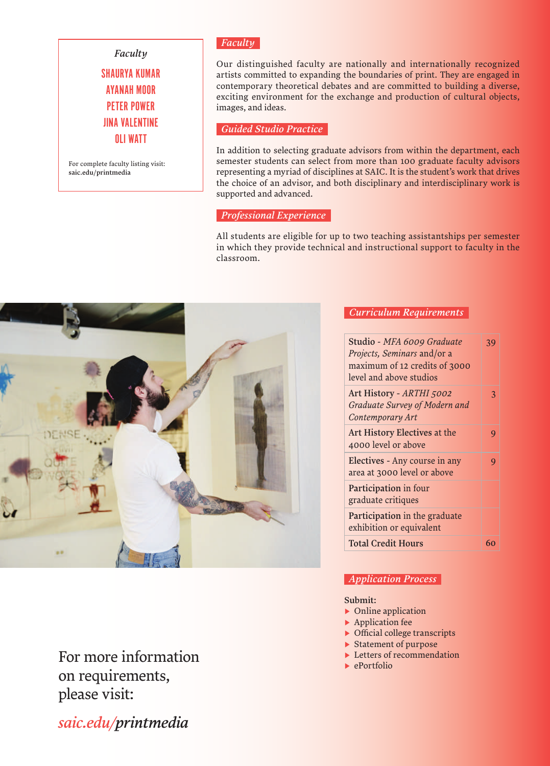*Faculty*

SHAURYA KUMAR
AYANAH MOOR
PETER POWER
JINA VALENTINE
OLI WATT

For complete faculty listing visit:
**saic.edu/printmedia**

## *Faculty*

Our distinguished faculty are nationally and internationally recognized artists committed to expanding the boundaries of print. They are engaged in contemporary theoretical debates and are committed to building a diverse, exciting environment for the exchange and production of cultural objects, images, and ideas.

## *Guided Studio Practice*

In addition to selecting graduate advisors from within the department, each semester students can select from more than 100 graduate faculty advisors representing a myriad of disciplines at SAIC. It is the student's work that drives the choice of an advisor, and both disciplinary and interdisciplinary work is supported and advanced.

## *Professional Experience*

All students are eligible for up to two teaching assistantships per semester in which they provide technical and instructional support to faculty in the classroom.

## *Curriculum Requirements*

| Requirement | Credits |
|---|---|
| **Studio** - *MFA 6009 Graduate Projects, Seminars* and/or a maximum of 12 credits of 3000 level and above studios | 39 |
| **Art History** - *ARTHI 5002 Graduate Survey of Modern and Contemporary Art* | 3 |
| **Art History Electives** at the 4000 level or above | 9 |
| **Electives** - Any course in any area at 3000 level or above | 9 |
| **Participation** in four graduate critiques | |
| **Participation** in the graduate exhibition or equivalent | |
| **Total Credit Hours** | 60 |

## *Application Process*

**Submit:**

- Online application
- Application fee
- Official college transcripts
- Statement of purpose
- Letters of recommendation
- ePortfolio

For more information on requirements, please visit:

*saic.edu/printmedia*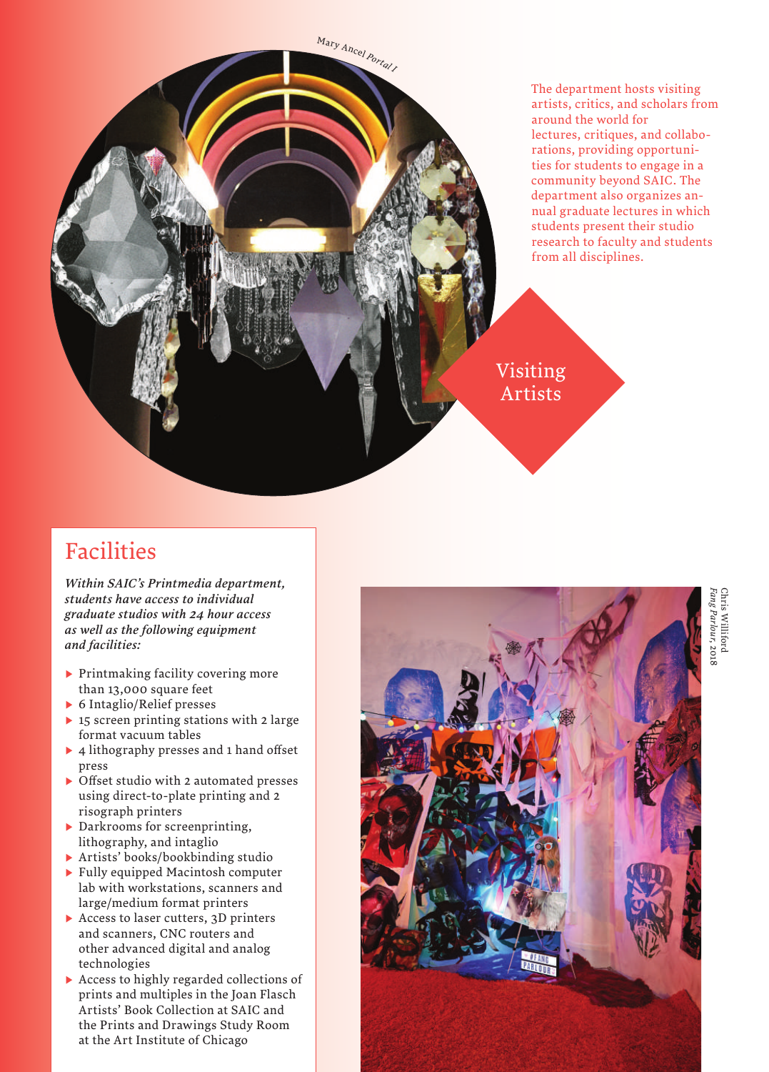*Mary Ancel Portal I*

## Visiting Artists

The department hosts visiting artists, critics, and scholars from around the world for lectures, critiques, and collaborations, providing opportunities for students to engage in a community beyond SAIC. The department also organizes annual graduate lectures in which students present their studio research to faculty and students from all disciplines.

## Facilities

***Within SAIC's Printmedia department, students have access to individual graduate studios with 24 hour access as well as the following equipment and facilities:***

- Printmaking facility covering more than 13,000 square feet
- 6 Intaglio/Relief presses
- 15 screen printing stations with 2 large format vacuum tables
- 4 lithography presses and 1 hand offset press
- Offset studio with 2 automated presses using direct-to-plate printing and 2 risograph printers
- Darkrooms for screenprinting, lithography, and intaglio
- Artists' books/bookbinding studio
- Fully equipped Macintosh computer lab with workstations, scanners and large/medium format printers
- Access to laser cutters, 3D printers and scanners, CNC routers and other advanced digital and analog technologies
- Access to highly regarded collections of prints and multiples in the Joan Flasch Artists' Book Collection at SAIC and the Prints and Drawings Study Room at the Art Institute of Chicago

Chris Williford
*Fang Parlour*, 2018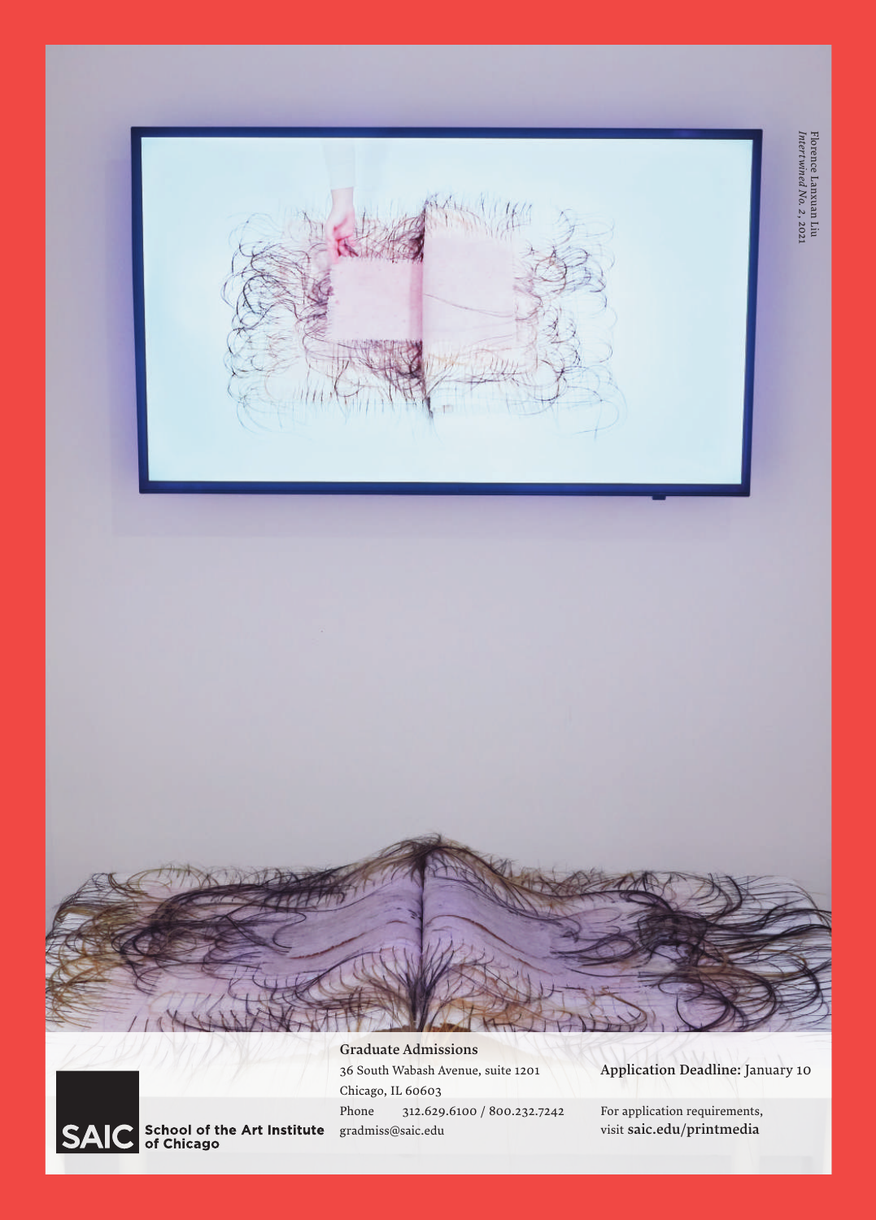Florence Lanxuan Liu
*Intertwined No. 2*, 2021

**Graduate Admissions**
36 South Wabash Avenue, suite 1201
Chicago, IL 60603
Phone 312.629.6100 / 800.232.7242
gradmiss@saic.edu

**Application Deadline:** January 10

For application requirements,
visit **saic.edu/printmedia**

**SAIC School of the Art Institute of Chicago**